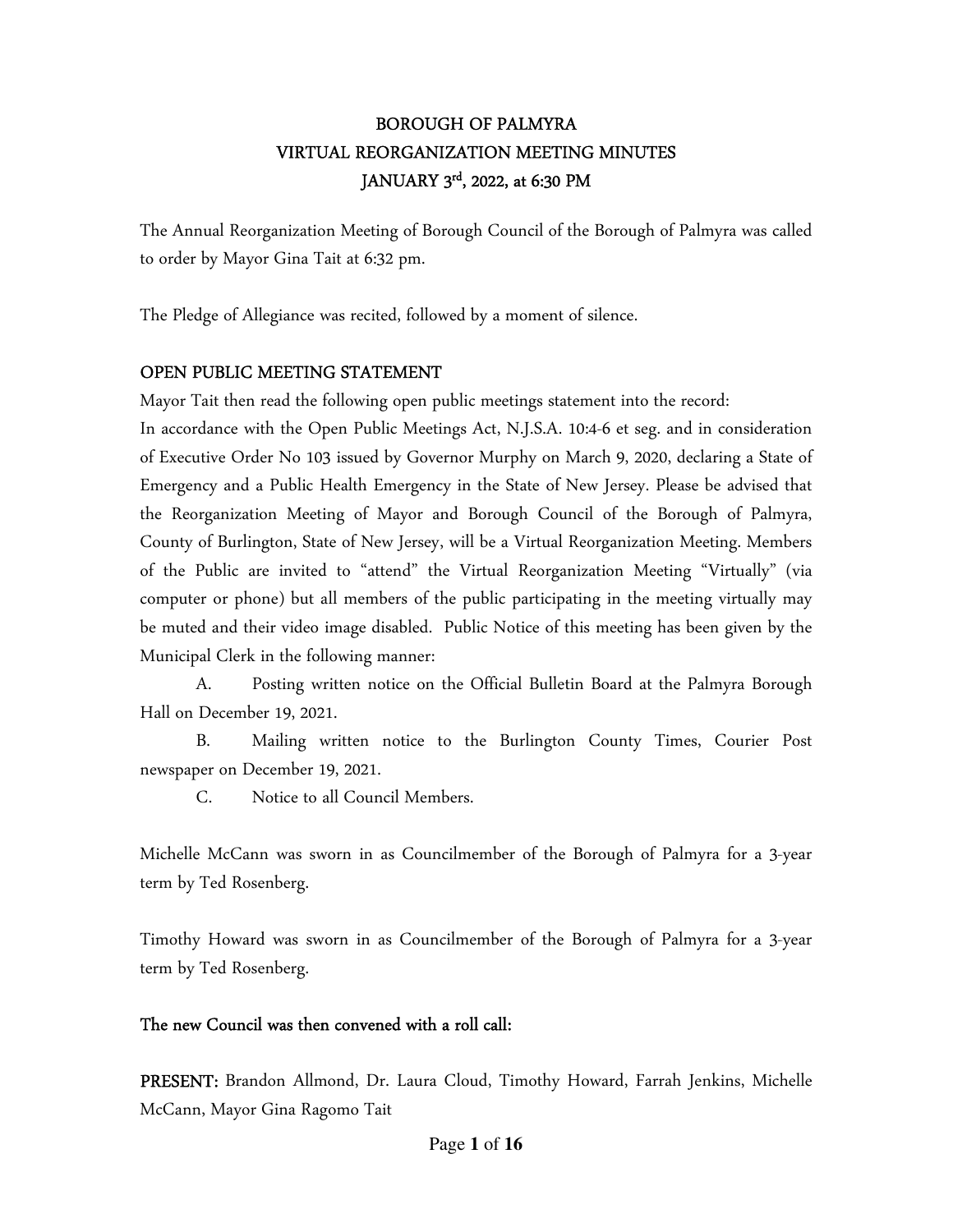# BOROUGH OF PALMYRA
# VIRTUAL REORGANIZATION MEETING MINUTES
# JANUARY 3rd, 2022, at 6:30 PM

The Annual Reorganization Meeting of Borough Council of the Borough of Palmyra was called to order by Mayor Gina Tait at 6:32 pm.

The Pledge of Allegiance was recited, followed by a moment of silence.

## OPEN PUBLIC MEETING STATEMENT

Mayor Tait then read the following open public meetings statement into the record:
In accordance with the Open Public Meetings Act, N.J.S.A. 10:4-6 et seg. and in consideration of Executive Order No 103 issued by Governor Murphy on March 9, 2020, declaring a State of Emergency and a Public Health Emergency in the State of New Jersey. Please be advised that the Reorganization Meeting of Mayor and Borough Council of the Borough of Palmyra, County of Burlington, State of New Jersey, will be a Virtual Reorganization Meeting. Members of the Public are invited to "attend" the Virtual Reorganization Meeting "Virtually" (via computer or phone) but all members of the public participating in the meeting virtually may be muted and their video image disabled. Public Notice of this meeting has been given by the Municipal Clerk in the following manner:

A. Posting written notice on the Official Bulletin Board at the Palmyra Borough Hall on December 19, 2021.

B. Mailing written notice to the Burlington County Times, Courier Post newspaper on December 19, 2021.

C. Notice to all Council Members.

Michelle McCann was sworn in as Councilmember of the Borough of Palmyra for a 3-year term by Ted Rosenberg.

Timothy Howard was sworn in as Councilmember of the Borough of Palmyra for a 3-year term by Ted Rosenberg.

## The new Council was then convened with a roll call:

**PRESENT:** Brandon Allmond, Dr. Laura Cloud, Timothy Howard, Farrah Jenkins, Michelle McCann, Mayor Gina Ragomo Tait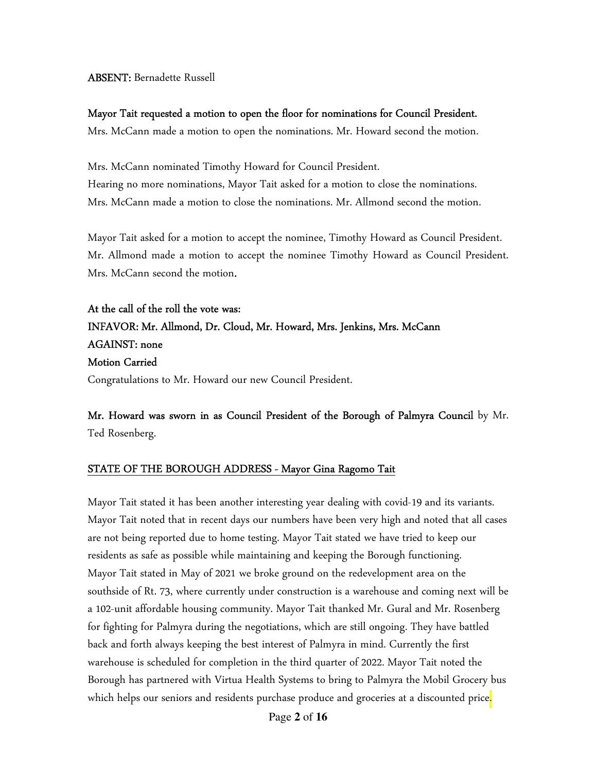**ABSENT:** Bernadette Russell

**Mayor Tait requested a motion to open the floor for nominations for Council President.**
Mrs. McCann made a motion to open the nominations. Mr. Howard second the motion.

Mrs. McCann nominated Timothy Howard for Council President.
Hearing no more nominations, Mayor Tait asked for a motion to close the nominations.
Mrs. McCann made a motion to close the nominations. Mr. Allmond second the motion.

Mayor Tait asked for a motion to accept the nominee, Timothy Howard as Council President.
Mr. Allmond made a motion to accept the nominee Timothy Howard as Council President.
Mrs. McCann second the motion.

**At the call of the roll the vote was:**
**INFAVOR: Mr. Allmond, Dr. Cloud, Mr. Howard, Mrs. Jenkins, Mrs. McCann**
**AGAINST: none**
**Motion Carried**
Congratulations to Mr. Howard our new Council President.

**Mr. Howard was sworn in as Council President of the Borough of Palmyra Council** by Mr. Ted Rosenberg.

**STATE OF THE BOROUGH ADDRESS - Mayor Gina Ragomo Tait**

Mayor Tait stated it has been another interesting year dealing with covid-19 and its variants. Mayor Tait noted that in recent days our numbers have been very high and noted that all cases are not being reported due to home testing. Mayor Tait stated we have tried to keep our residents as safe as possible while maintaining and keeping the Borough functioning. Mayor Tait stated in May of 2021 we broke ground on the redevelopment area on the southside of Rt. 73, where currently under construction is a warehouse and coming next will be a 102-unit affordable housing community. Mayor Tait thanked Mr. Gural and Mr. Rosenberg for fighting for Palmyra during the negotiations, which are still ongoing. They have battled back and forth always keeping the best interest of Palmyra in mind. Currently the first warehouse is scheduled for completion in the third quarter of 2022. Mayor Tait noted the Borough has partnered with Virtua Health Systems to bring to Palmyra the Mobil Grocery bus which helps our seniors and residents purchase produce and groceries at a discounted price.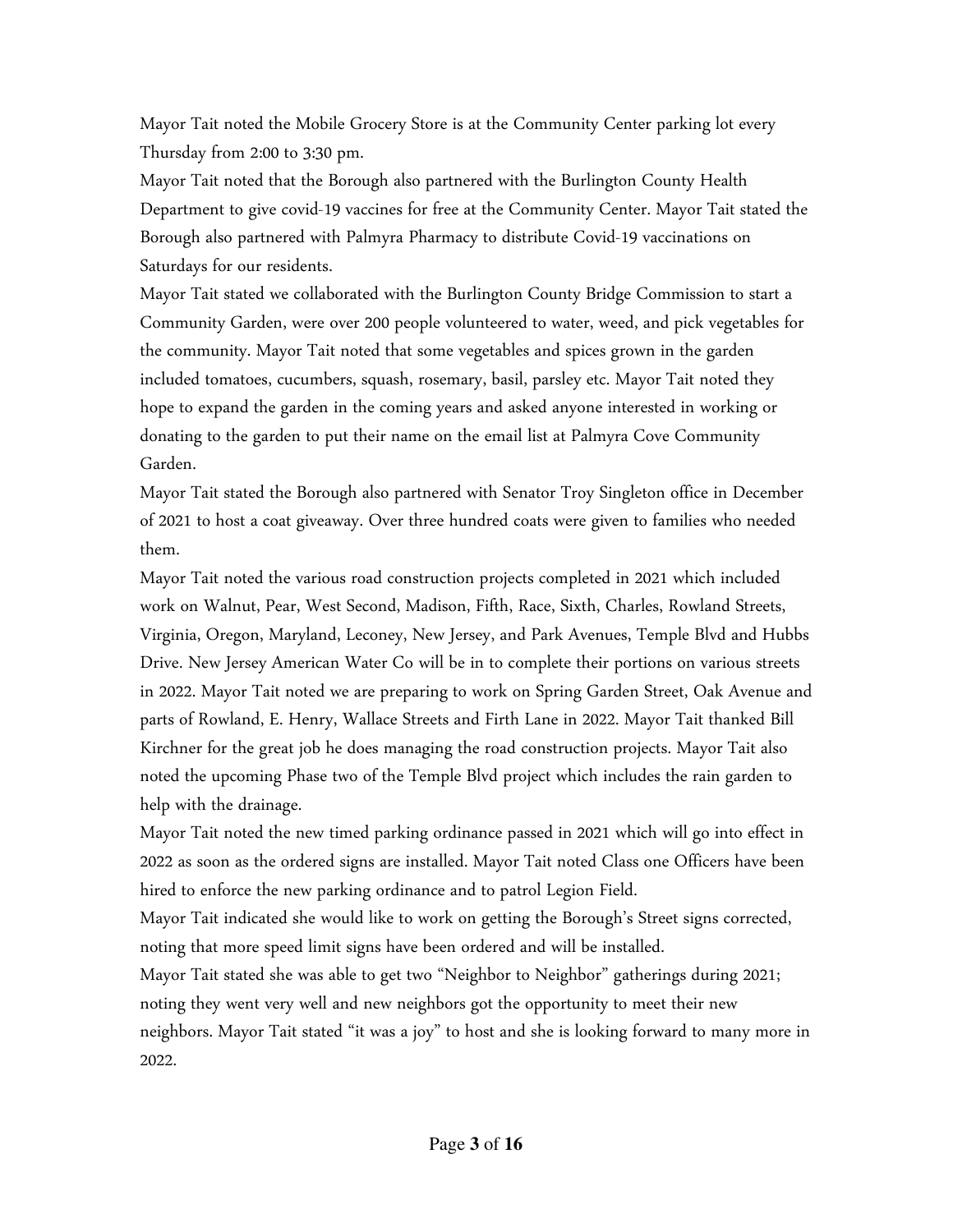Mayor Tait noted the Mobile Grocery Store is at the Community Center parking lot every Thursday from 2:00 to 3:30 pm.

Mayor Tait noted that the Borough also partnered with the Burlington County Health Department to give covid-19 vaccines for free at the Community Center. Mayor Tait stated the Borough also partnered with Palmyra Pharmacy to distribute Covid-19 vaccinations on Saturdays for our residents.

Mayor Tait stated we collaborated with the Burlington County Bridge Commission to start a Community Garden, were over 200 people volunteered to water, weed, and pick vegetables for the community. Mayor Tait noted that some vegetables and spices grown in the garden included tomatoes, cucumbers, squash, rosemary, basil, parsley etc. Mayor Tait noted they hope to expand the garden in the coming years and asked anyone interested in working or donating to the garden to put their name on the email list at Palmyra Cove Community Garden.

Mayor Tait stated the Borough also partnered with Senator Troy Singleton office in December of 2021 to host a coat giveaway. Over three hundred coats were given to families who needed them.

Mayor Tait noted the various road construction projects completed in 2021 which included work on Walnut, Pear, West Second, Madison, Fifth, Race, Sixth, Charles, Rowland Streets, Virginia, Oregon, Maryland, Leconey, New Jersey, and Park Avenues, Temple Blvd and Hubbs Drive. New Jersey American Water Co will be in to complete their portions on various streets in 2022. Mayor Tait noted we are preparing to work on Spring Garden Street, Oak Avenue and parts of Rowland, E. Henry, Wallace Streets and Firth Lane in 2022. Mayor Tait thanked Bill Kirchner for the great job he does managing the road construction projects. Mayor Tait also noted the upcoming Phase two of the Temple Blvd project which includes the rain garden to help with the drainage.

Mayor Tait noted the new timed parking ordinance passed in 2021 which will go into effect in 2022 as soon as the ordered signs are installed. Mayor Tait noted Class one Officers have been hired to enforce the new parking ordinance and to patrol Legion Field.

Mayor Tait indicated she would like to work on getting the Borough's Street signs corrected, noting that more speed limit signs have been ordered and will be installed.

Mayor Tait stated she was able to get two "Neighbor to Neighbor" gatherings during 2021; noting they went very well and new neighbors got the opportunity to meet their new neighbors. Mayor Tait stated "it was a joy" to host and she is looking forward to many more in 2022.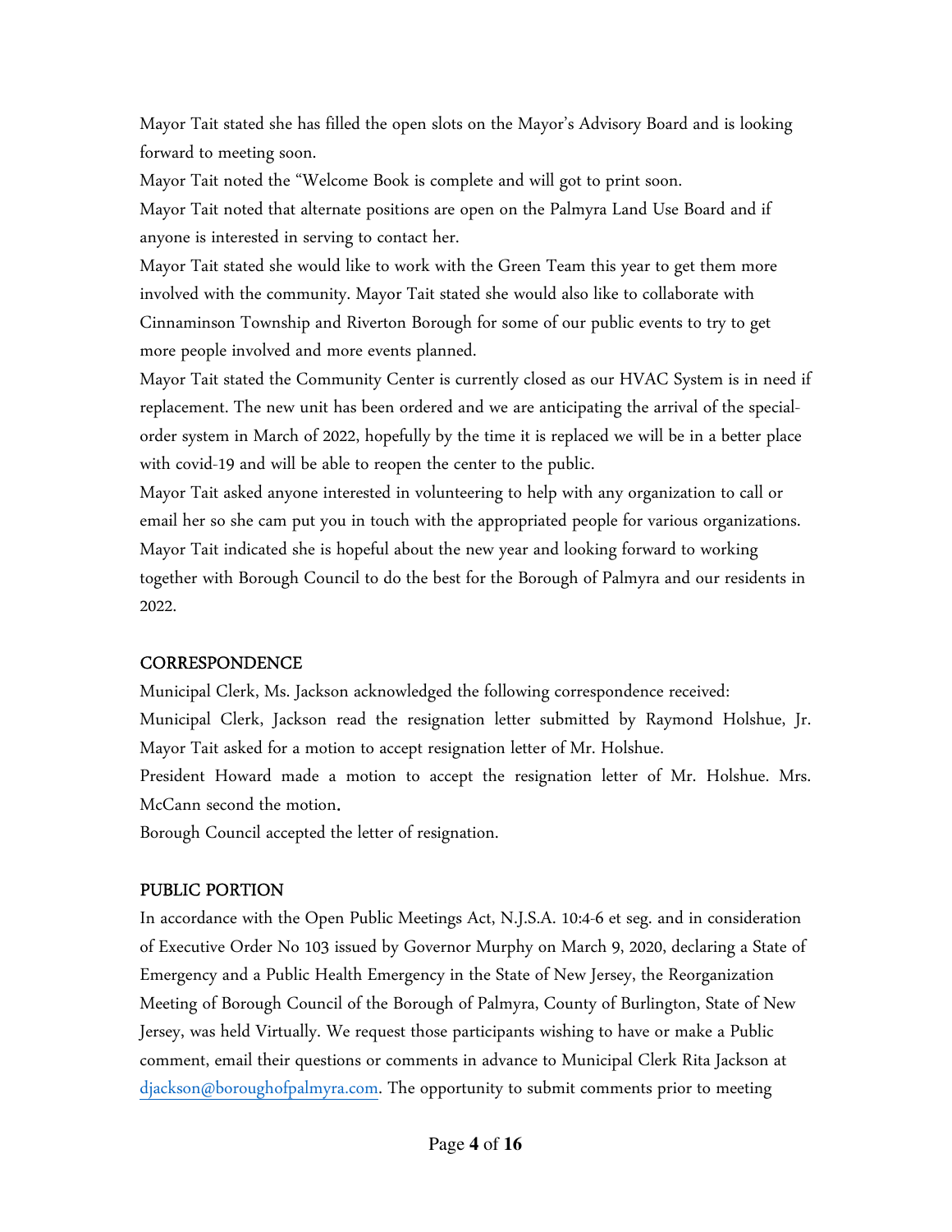Mayor Tait stated she has filled the open slots on the Mayor's Advisory Board and is looking forward to meeting soon.

Mayor Tait noted the "Welcome Book is complete and will got to print soon.

Mayor Tait noted that alternate positions are open on the Palmyra Land Use Board and if anyone is interested in serving to contact her.

Mayor Tait stated she would like to work with the Green Team this year to get them more involved with the community. Mayor Tait stated she would also like to collaborate with Cinnaminson Township and Riverton Borough for some of our public events to try to get more people involved and more events planned.

Mayor Tait stated the Community Center is currently closed as our HVAC System is in need if replacement. The new unit has been ordered and we are anticipating the arrival of the special-order system in March of 2022, hopefully by the time it is replaced we will be in a better place with covid-19 and will be able to reopen the center to the public.

Mayor Tait asked anyone interested in volunteering to help with any organization to call or email her so she cam put you in touch with the appropriated people for various organizations.

Mayor Tait indicated she is hopeful about the new year and looking forward to working together with Borough Council to do the best for the Borough of Palmyra and our residents in 2022.

## CORRESPONDENCE

Municipal Clerk, Ms. Jackson acknowledged the following correspondence received:

Municipal Clerk, Jackson read the resignation letter submitted by Raymond Holshue, Jr. Mayor Tait asked for a motion to accept resignation letter of Mr. Holshue.

President Howard made a motion to accept the resignation letter of Mr. Holshue. Mrs. McCann second the motion.

Borough Council accepted the letter of resignation.

## PUBLIC PORTION

In accordance with the Open Public Meetings Act, N.J.S.A. 10:4-6 et seg. and in consideration of Executive Order No 103 issued by Governor Murphy on March 9, 2020, declaring a State of Emergency and a Public Health Emergency in the State of New Jersey, the Reorganization Meeting of Borough Council of the Borough of Palmyra, County of Burlington, State of New Jersey, was held Virtually. We request those participants wishing to have or make a Public comment, email their questions or comments in advance to Municipal Clerk Rita Jackson at djackson@boroughofpalmyra.com. The opportunity to submit comments prior to meeting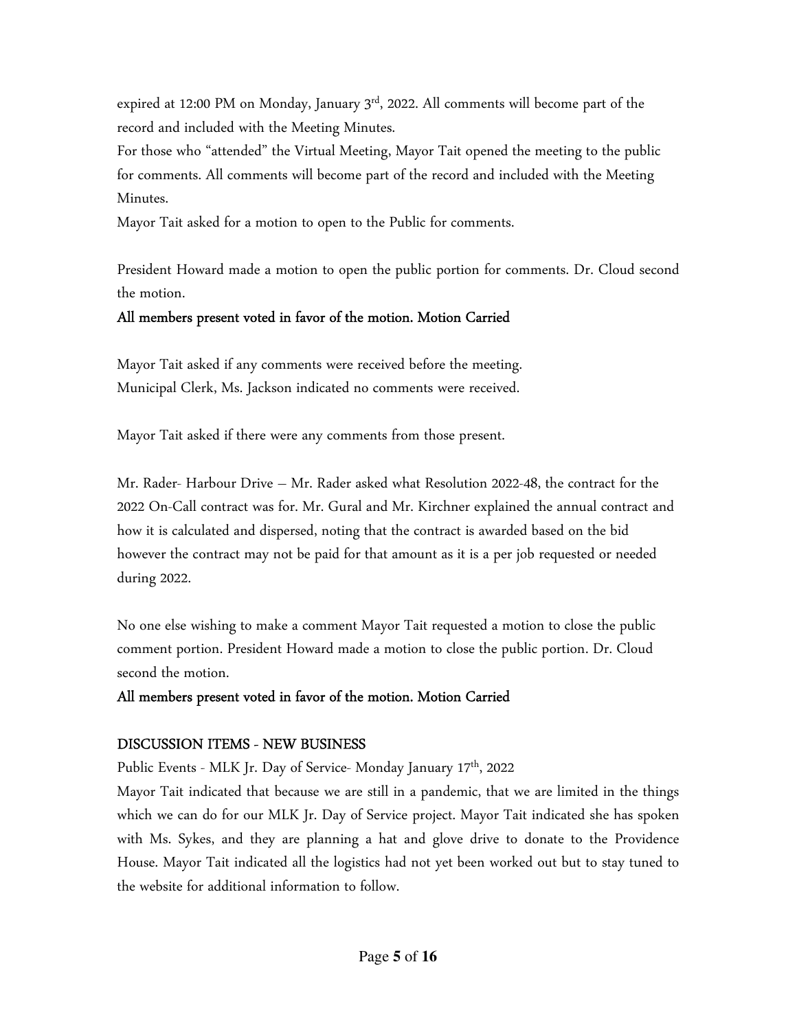expired at 12:00 PM on Monday, January 3rd, 2022. All comments will become part of the record and included with the Meeting Minutes.

For those who "attended" the Virtual Meeting, Mayor Tait opened the meeting to the public for comments. All comments will become part of the record and included with the Meeting Minutes.

Mayor Tait asked for a motion to open to the Public for comments.

President Howard made a motion to open the public portion for comments. Dr. Cloud second the motion.

**All members present voted in favor of the motion. Motion Carried**

Mayor Tait asked if any comments were received before the meeting.
Municipal Clerk, Ms. Jackson indicated no comments were received.

Mayor Tait asked if there were any comments from those present.

Mr. Rader- Harbour Drive – Mr. Rader asked what Resolution 2022-48, the contract for the 2022 On-Call contract was for. Mr. Gural and Mr. Kirchner explained the annual contract and how it is calculated and dispersed, noting that the contract is awarded based on the bid however the contract may not be paid for that amount as it is a per job requested or needed during 2022.

No one else wishing to make a comment Mayor Tait requested a motion to close the public comment portion. President Howard made a motion to close the public portion. Dr. Cloud second the motion.

**All members present voted in favor of the motion. Motion Carried**

## DISCUSSION ITEMS - NEW BUSINESS

Public Events - MLK Jr. Day of Service- Monday January 17th, 2022

Mayor Tait indicated that because we are still in a pandemic, that we are limited in the things which we can do for our MLK Jr. Day of Service project. Mayor Tait indicated she has spoken with Ms. Sykes, and they are planning a hat and glove drive to donate to the Providence House. Mayor Tait indicated all the logistics had not yet been worked out but to stay tuned to the website for additional information to follow.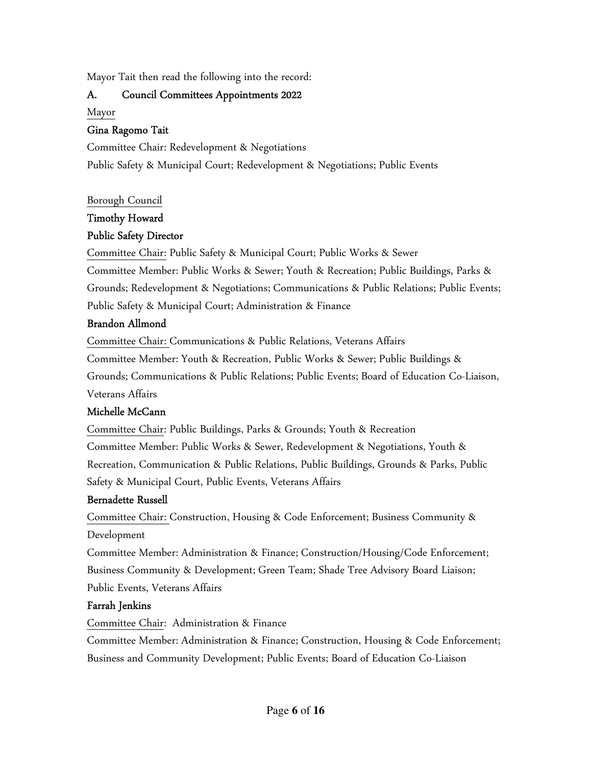Mayor Tait then read the following into the record:

**A. Council Committees Appointments 2022**

Mayor

**Gina Ragomo Tait**

Committee Chair: Redevelopment & Negotiations

Public Safety & Municipal Court; Redevelopment & Negotiations; Public Events

Borough Council

**Timothy Howard**

**Public Safety Director**

Committee Chair: Public Safety & Municipal Court; Public Works & Sewer

Committee Member: Public Works & Sewer; Youth & Recreation; Public Buildings, Parks & Grounds; Redevelopment & Negotiations; Communications & Public Relations; Public Events; Public Safety & Municipal Court; Administration & Finance

**Brandon Allmond**

Committee Chair: Communications & Public Relations, Veterans Affairs

Committee Member: Youth & Recreation, Public Works & Sewer; Public Buildings & Grounds; Communications & Public Relations; Public Events; Board of Education Co-Liaison, Veterans Affairs

**Michelle McCann**

Committee Chair: Public Buildings, Parks & Grounds; Youth & Recreation

Committee Member: Public Works & Sewer, Redevelopment & Negotiations, Youth & Recreation, Communication & Public Relations, Public Buildings, Grounds & Parks, Public Safety & Municipal Court, Public Events, Veterans Affairs

**Bernadette Russell**

Committee Chair: Construction, Housing & Code Enforcement; Business Community & Development

Committee Member: Administration & Finance; Construction/Housing/Code Enforcement; Business Community & Development; Green Team; Shade Tree Advisory Board Liaison; Public Events, Veterans Affairs

**Farrah Jenkins**

Committee Chair: Administration & Finance

Committee Member: Administration & Finance; Construction, Housing & Code Enforcement; Business and Community Development; Public Events; Board of Education Co-Liaison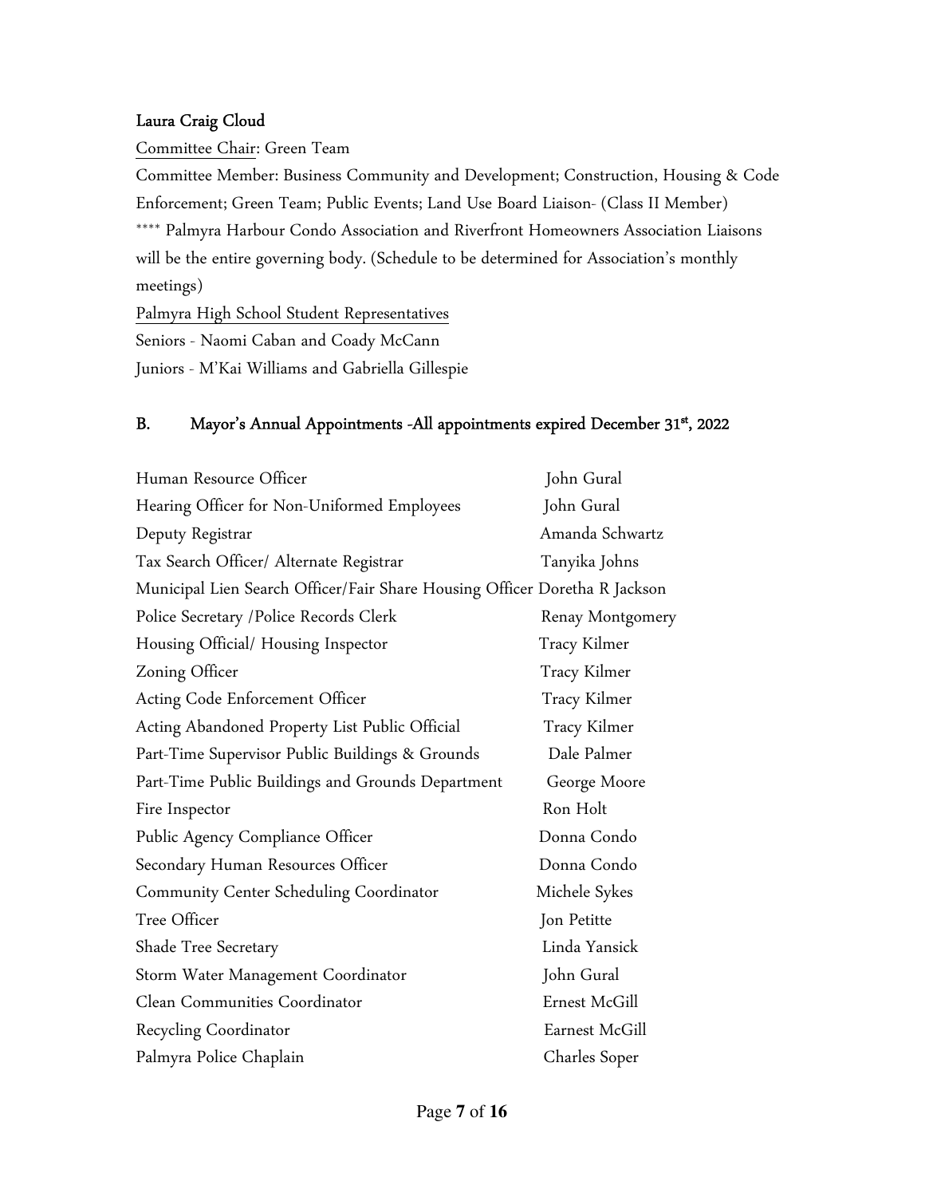**Laura Craig Cloud**

Committee Chair: Green Team

Committee Member: Business Community and Development; Construction, Housing & Code Enforcement; Green Team; Public Events; Land Use Board Liaison- (Class II Member)

**** Palmyra Harbour Condo Association and Riverfront Homeowners Association Liaisons will be the entire governing body. (Schedule to be determined for Association's monthly meetings)

Palmyra High School Student Representatives

Seniors - Naomi Caban and Coady McCann

Juniors - M'Kai Williams and Gabriella Gillespie

## B. Mayor's Annual Appointments -All appointments expired December 31st, 2022

| | |
|---|---|
| Human Resource Officer | John Gural |
| Hearing Officer for Non-Uniformed Employees | John Gural |
| Deputy Registrar | Amanda Schwartz |
| Tax Search Officer/ Alternate Registrar | Tanyika Johns |
| Municipal Lien Search Officer/Fair Share Housing Officer | Doretha R Jackson |
| Police Secretary /Police Records Clerk | Renay Montgomery |
| Housing Official/ Housing Inspector | Tracy Kilmer |
| Zoning Officer | Tracy Kilmer |
| Acting Code Enforcement Officer | Tracy Kilmer |
| Acting Abandoned Property List Public Official | Tracy Kilmer |
| Part-Time Supervisor Public Buildings & Grounds | Dale Palmer |
| Part-Time Public Buildings and Grounds Department | George Moore |
| Fire Inspector | Ron Holt |
| Public Agency Compliance Officer | Donna Condo |
| Secondary Human Resources Officer | Donna Condo |
| Community Center Scheduling Coordinator | Michele Sykes |
| Tree Officer | Jon Petitte |
| Shade Tree Secretary | Linda Yansick |
| Storm Water Management Coordinator | John Gural |
| Clean Communities Coordinator | Ernest McGill |
| Recycling Coordinator | Earnest McGill |
| Palmyra Police Chaplain | Charles Soper |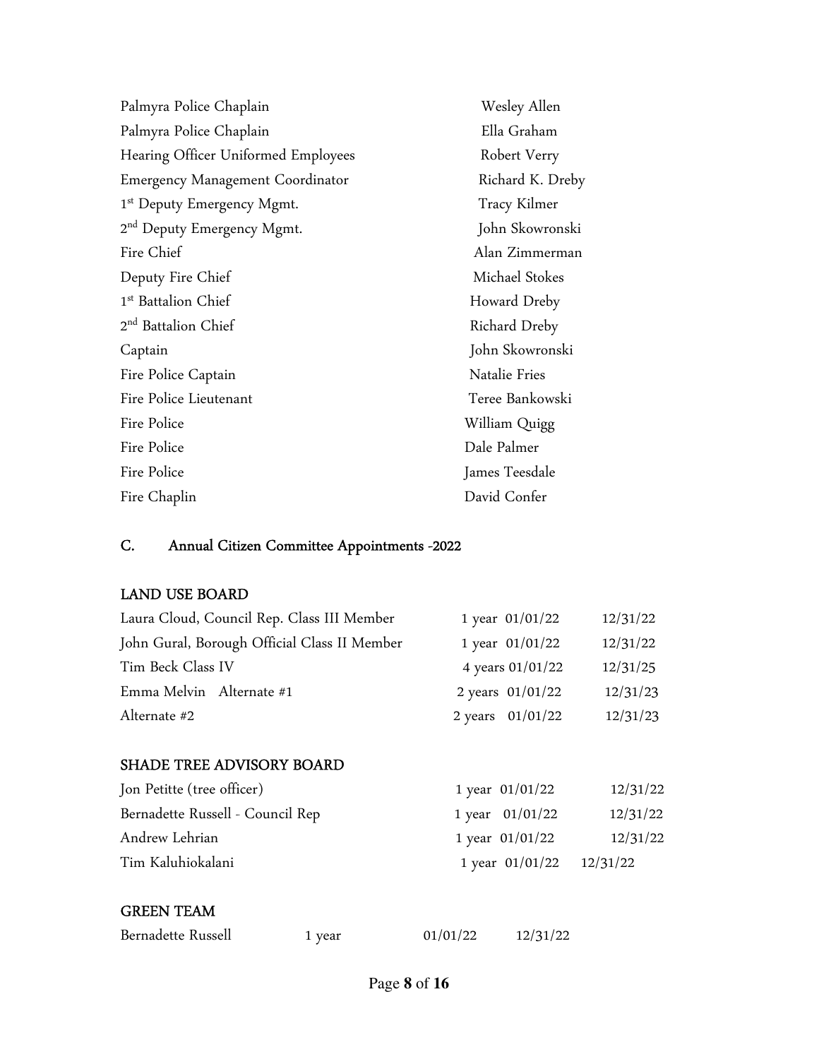| | |
|---|---|
| Palmyra Police Chaplain | Wesley Allen |
| Palmyra Police Chaplain | Ella Graham |
| Hearing Officer Uniformed Employees | Robert Verry |
| Emergency Management Coordinator | Richard K. Dreby |
| 1st Deputy Emergency Mgmt. | Tracy Kilmer |
| 2nd Deputy Emergency Mgmt. | John Skowronski |
| Fire Chief | Alan Zimmerman |
| Deputy Fire Chief | Michael Stokes |
| 1st Battalion Chief | Howard Dreby |
| 2nd Battalion Chief | Richard Dreby |
| Captain | John Skowronski |
| Fire Police Captain | Natalie Fries |
| Fire Police Lieutenant | Teree Bankowski |
| Fire Police | William Quigg |
| Fire Police | Dale Palmer |
| Fire Police | James Teesdale |
| Fire Chaplin | David Confer |

## C. Annual Citizen Committee Appointments -2022

### LAND USE BOARD

| | | | |
|---|---|---|---|
| Laura Cloud, Council Rep. Class III Member | 1 year | 01/01/22 | 12/31/22 |
| John Gural, Borough Official Class II Member | 1 year | 01/01/22 | 12/31/22 |
| Tim Beck Class IV | 4 years | 01/01/22 | 12/31/25 |
| Emma Melvin Alternate #1 | 2 years | 01/01/22 | 12/31/23 |
| Alternate #2 | 2 years | 01/01/22 | 12/31/23 |

### SHADE TREE ADVISORY BOARD

| | | | |
|---|---|---|---|
| Jon Petitte (tree officer) | 1 year | 01/01/22 | 12/31/22 |
| Bernadette Russell - Council Rep | 1 year | 01/01/22 | 12/31/22 |
| Andrew Lehrian | 1 year | 01/01/22 | 12/31/22 |
| Tim Kaluhiokalani | 1 year | 01/01/22 | 12/31/22 |

### GREEN TEAM

| | | | |
|---|---|---|---|
| Bernadette Russell | 1 year | 01/01/22 | 12/31/22 |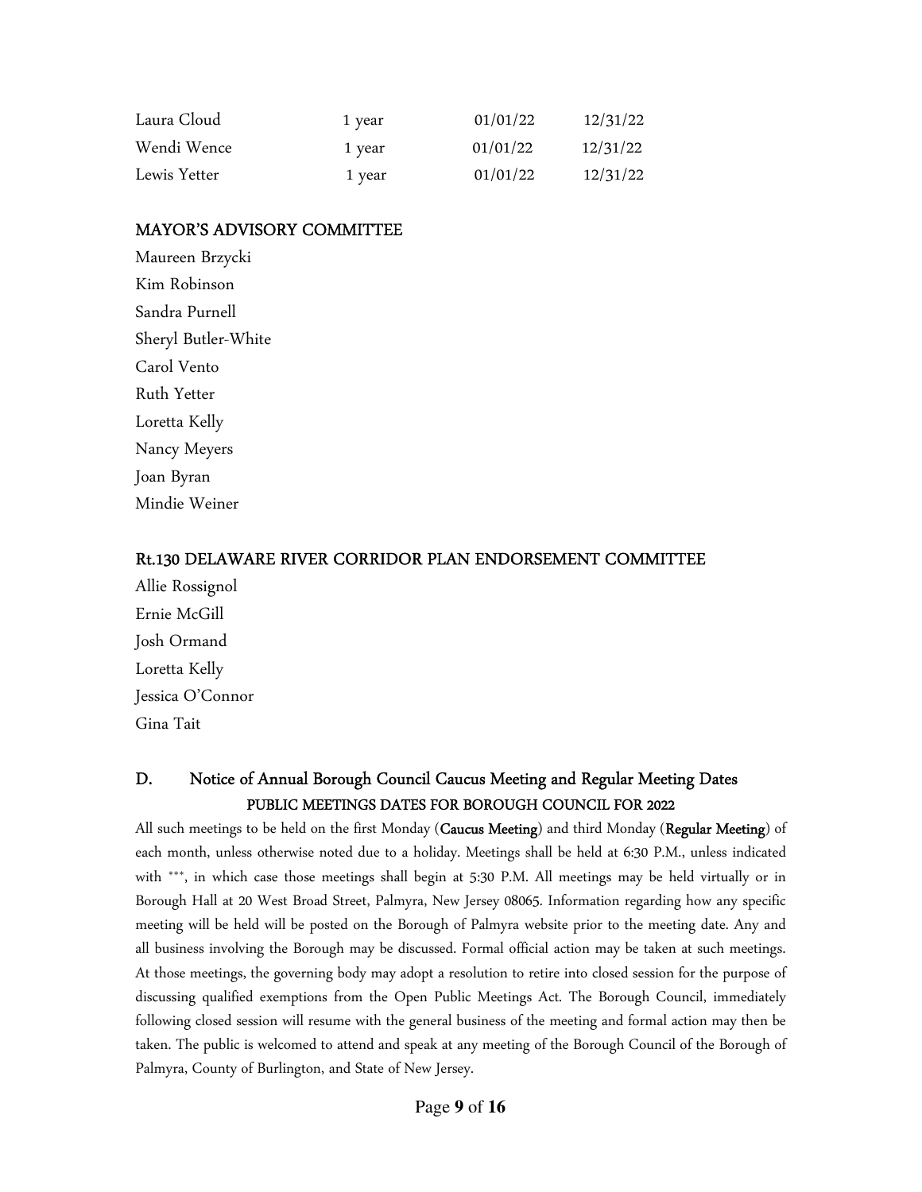| | | | |
|---|---|---|---|
| Laura Cloud | 1 year | 01/01/22 | 12/31/22 |
| Wendi Wence | 1 year | 01/01/22 | 12/31/22 |
| Lewis Yetter | 1 year | 01/01/22 | 12/31/22 |

### MAYOR'S ADVISORY COMMITTEE

Maureen Brzycki
Kim Robinson
Sandra Purnell
Sheryl Butler-White
Carol Vento
Ruth Yetter
Loretta Kelly
Nancy Meyers
Joan Byran
Mindie Weiner

### Rt.130 DELAWARE RIVER CORRIDOR PLAN ENDORSEMENT COMMITTEE

Allie Rossignol
Ernie McGill
Josh Ormand
Loretta Kelly
Jessica O'Connor
Gina Tait

## D. Notice of Annual Borough Council Caucus Meeting and Regular Meeting Dates

### PUBLIC MEETINGS DATES FOR BOROUGH COUNCIL FOR 2022

All such meetings to be held on the first Monday (**Caucus Meeting**) and third Monday (**Regular Meeting**) of each month, unless otherwise noted due to a holiday. Meetings shall be held at 6:30 P.M., unless indicated with ***, in which case those meetings shall begin at 5:30 P.M. All meetings may be held virtually or in Borough Hall at 20 West Broad Street, Palmyra, New Jersey 08065. Information regarding how any specific meeting will be held will be posted on the Borough of Palmyra website prior to the meeting date. Any and all business involving the Borough may be discussed. Formal official action may be taken at such meetings. At those meetings, the governing body may adopt a resolution to retire into closed session for the purpose of discussing qualified exemptions from the Open Public Meetings Act. The Borough Council, immediately following closed session will resume with the general business of the meeting and formal action may then be taken. The public is welcomed to attend and speak at any meeting of the Borough Council of the Borough of Palmyra, County of Burlington, and State of New Jersey.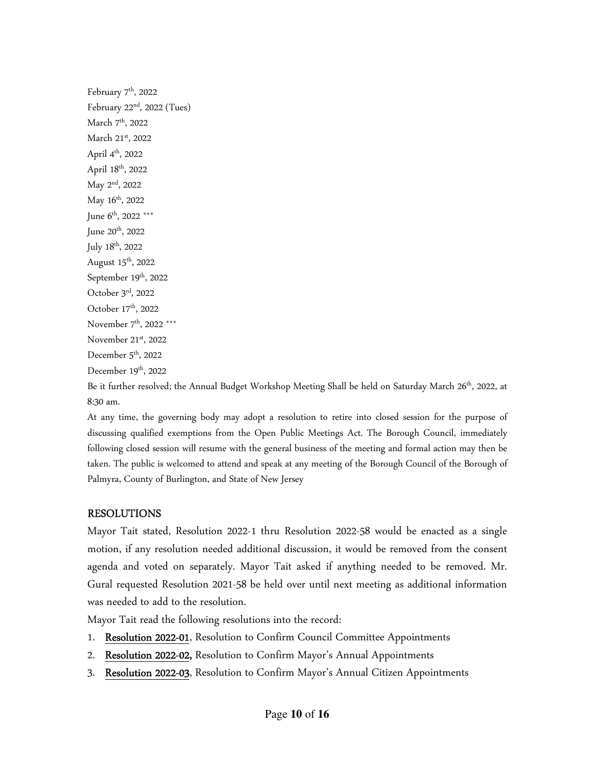February 7th, 2022
February 22nd, 2022 (Tues)
March 7th, 2022
March 21st, 2022
April 4th, 2022
April 18th, 2022
May 2nd, 2022
May 16th, 2022
June 6th, 2022 ***
June 20th, 2022
July 18th, 2022
August 15th, 2022
September 19th, 2022
October 3rd, 2022
October 17th, 2022
November 7th, 2022 ***
November 21st, 2022
December 5th, 2022
December 19th, 2022

Be it further resolved; the Annual Budget Workshop Meeting Shall be held on Saturday March 26th, 2022, at 8:30 am.

At any time, the governing body may adopt a resolution to retire into closed session for the purpose of discussing qualified exemptions from the Open Public Meetings Act. The Borough Council, immediately following closed session will resume with the general business of the meeting and formal action may then be taken. The public is welcomed to attend and speak at any meeting of the Borough Council of the Borough of Palmyra, County of Burlington, and State of New Jersey

## RESOLUTIONS

Mayor Tait stated, Resolution 2022-1 thru Resolution 2022-58 would be enacted as a single motion, if any resolution needed additional discussion, it would be removed from the consent agenda and voted on separately. Mayor Tait asked if anything needed to be removed. Mr. Gural requested Resolution 2021-58 be held over until next meeting as additional information was needed to add to the resolution.

Mayor Tait read the following resolutions into the record:

1. **Resolution 2022-01**, Resolution to Confirm Council Committee Appointments
2. **Resolution 2022-02,** Resolution to Confirm Mayor's Annual Appointments
3. **Resolution 2022-03**, Resolution to Confirm Mayor's Annual Citizen Appointments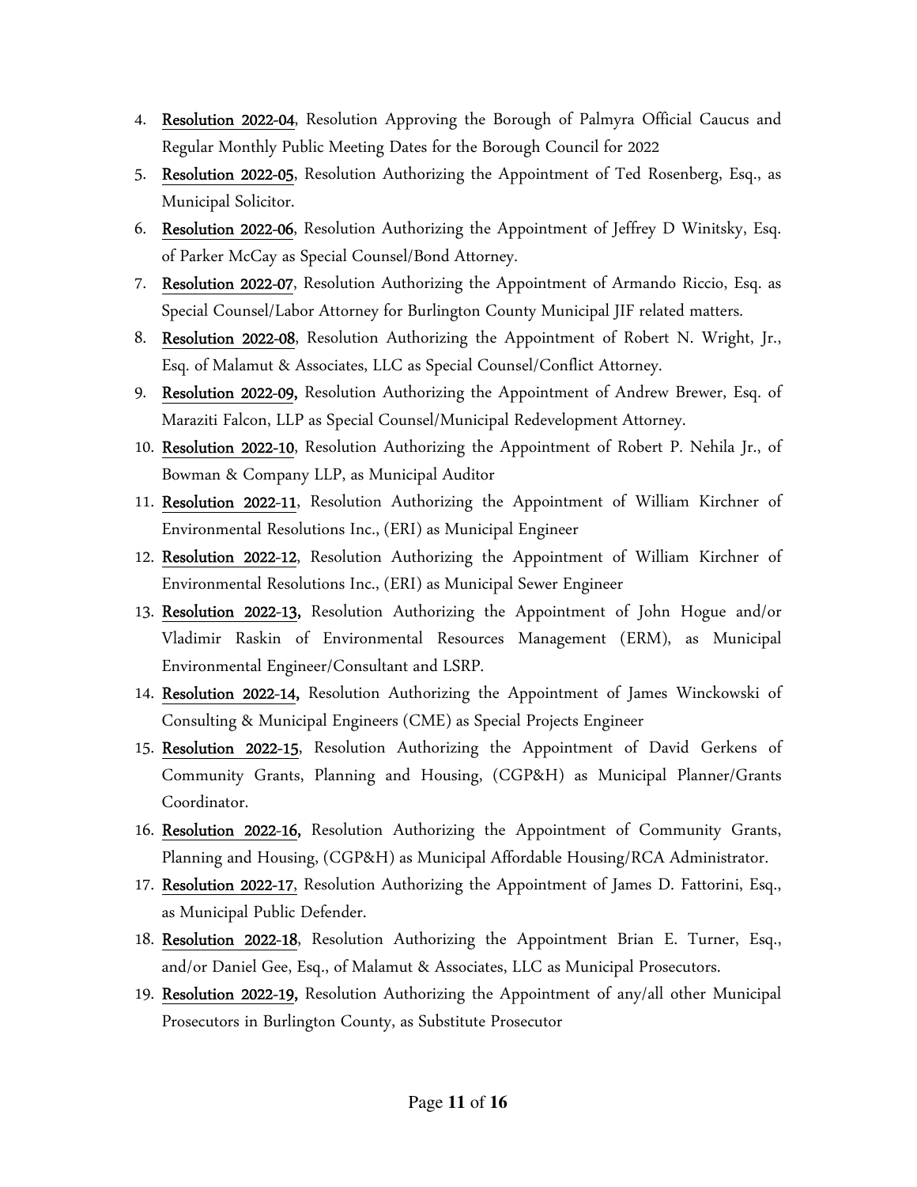4. **Resolution 2022-04**, Resolution Approving the Borough of Palmyra Official Caucus and Regular Monthly Public Meeting Dates for the Borough Council for 2022
5. **Resolution 2022-05**, Resolution Authorizing the Appointment of Ted Rosenberg, Esq., as Municipal Solicitor.
6. **Resolution 2022-06**, Resolution Authorizing the Appointment of Jeffrey D Winitsky, Esq. of Parker McCay as Special Counsel/Bond Attorney.
7. **Resolution 2022-07**, Resolution Authorizing the Appointment of Armando Riccio, Esq. as Special Counsel/Labor Attorney for Burlington County Municipal JIF related matters.
8. **Resolution 2022-08**, Resolution Authorizing the Appointment of Robert N. Wright, Jr., Esq. of Malamut & Associates, LLC as Special Counsel/Conflict Attorney.
9. **Resolution 2022-09,** Resolution Authorizing the Appointment of Andrew Brewer, Esq. of Maraziti Falcon, LLP as Special Counsel/Municipal Redevelopment Attorney.
10. **Resolution 2022-10**, Resolution Authorizing the Appointment of Robert P. Nehila Jr., of Bowman & Company LLP, as Municipal Auditor
11. **Resolution 2022-11**, Resolution Authorizing the Appointment of William Kirchner of Environmental Resolutions Inc., (ERI) as Municipal Engineer
12. **Resolution 2022-12**, Resolution Authorizing the Appointment of William Kirchner of Environmental Resolutions Inc., (ERI) as Municipal Sewer Engineer
13. **Resolution 2022-13,** Resolution Authorizing the Appointment of John Hogue and/or Vladimir Raskin of Environmental Resources Management (ERM), as Municipal Environmental Engineer/Consultant and LSRP.
14. **Resolution 2022-14,** Resolution Authorizing the Appointment of James Winckowski of Consulting & Municipal Engineers (CME) as Special Projects Engineer
15. **Resolution 2022-15**, Resolution Authorizing the Appointment of David Gerkens of Community Grants, Planning and Housing, (CGP&H) as Municipal Planner/Grants Coordinator.
16. **Resolution 2022-16,** Resolution Authorizing the Appointment of Community Grants, Planning and Housing, (CGP&H) as Municipal Affordable Housing/RCA Administrator.
17. **Resolution 2022-17**, Resolution Authorizing the Appointment of James D. Fattorini, Esq., as Municipal Public Defender.
18. **Resolution 2022-18**, Resolution Authorizing the Appointment Brian E. Turner, Esq., and/or Daniel Gee, Esq., of Malamut & Associates, LLC as Municipal Prosecutors.
19. **Resolution 2022-19,** Resolution Authorizing the Appointment of any/all other Municipal Prosecutors in Burlington County, as Substitute Prosecutor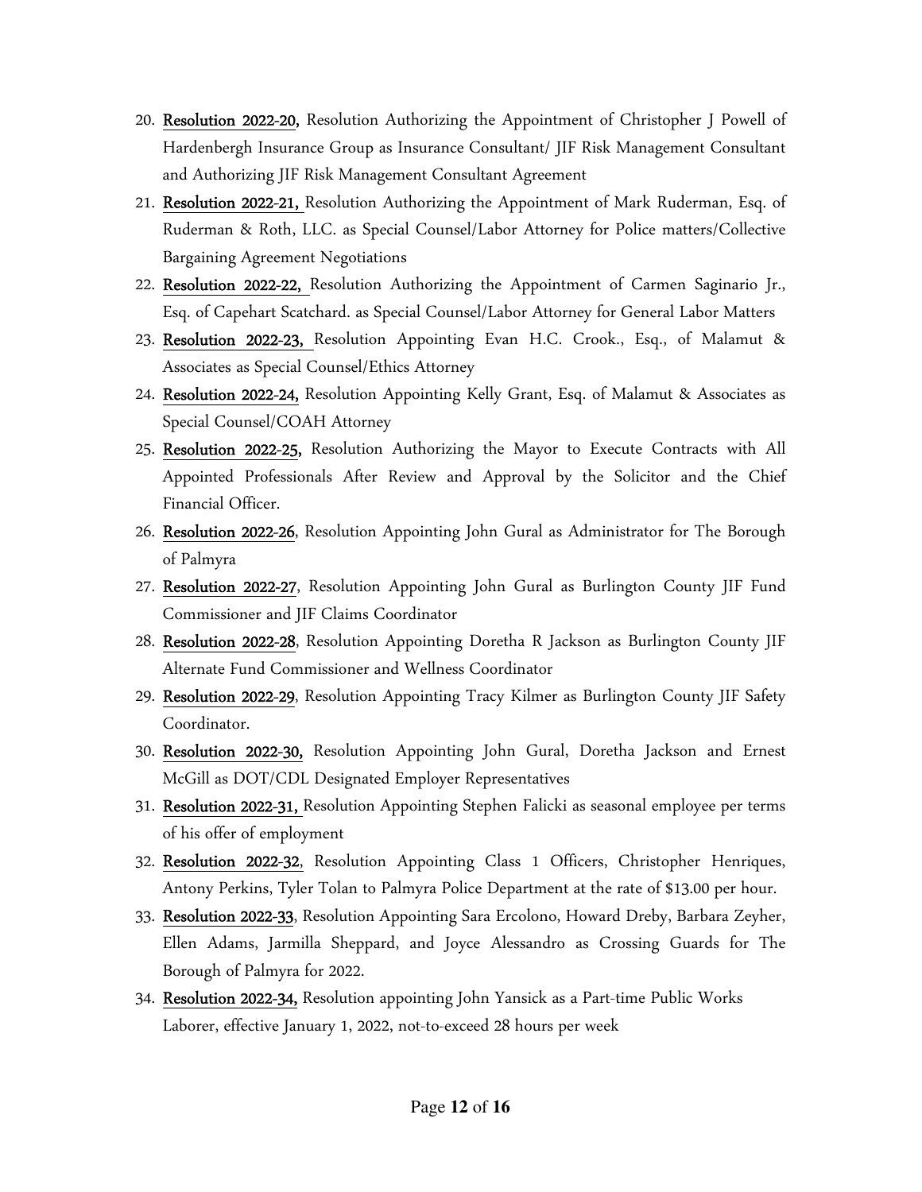20. **Resolution 2022-20,** Resolution Authorizing the Appointment of Christopher J Powell of Hardenbergh Insurance Group as Insurance Consultant/ JIF Risk Management Consultant and Authorizing JIF Risk Management Consultant Agreement
21. **Resolution 2022-21,** Resolution Authorizing the Appointment of Mark Ruderman, Esq. of Ruderman & Roth, LLC. as Special Counsel/Labor Attorney for Police matters/Collective Bargaining Agreement Negotiations
22. **Resolution 2022-22,** Resolution Authorizing the Appointment of Carmen Saginario Jr., Esq. of Capehart Scatchard. as Special Counsel/Labor Attorney for General Labor Matters
23. **Resolution 2022-23,** Resolution Appointing Evan H.C. Crook., Esq., of Malamut & Associates as Special Counsel/Ethics Attorney
24. **Resolution 2022-24,** Resolution Appointing Kelly Grant, Esq. of Malamut & Associates as Special Counsel/COAH Attorney
25. **Resolution 2022-25,** Resolution Authorizing the Mayor to Execute Contracts with All Appointed Professionals After Review and Approval by the Solicitor and the Chief Financial Officer.
26. **Resolution 2022-26**, Resolution Appointing John Gural as Administrator for The Borough of Palmyra
27. **Resolution 2022-27**, Resolution Appointing John Gural as Burlington County JIF Fund Commissioner and JIF Claims Coordinator
28. **Resolution 2022-28**, Resolution Appointing Doretha R Jackson as Burlington County JIF Alternate Fund Commissioner and Wellness Coordinator
29. **Resolution 2022-29**, Resolution Appointing Tracy Kilmer as Burlington County JIF Safety Coordinator.
30. **Resolution 2022-30,** Resolution Appointing John Gural, Doretha Jackson and Ernest McGill as DOT/CDL Designated Employer Representatives
31. **Resolution 2022-31,** Resolution Appointing Stephen Falicki as seasonal employee per terms of his offer of employment
32. **Resolution 2022-32**, Resolution Appointing Class 1 Officers, Christopher Henriques, Antony Perkins, Tyler Tolan to Palmyra Police Department at the rate of $13.00 per hour.
33. **Resolution 2022-33**, Resolution Appointing Sara Ercolono, Howard Dreby, Barbara Zeyher, Ellen Adams, Jarmilla Sheppard, and Joyce Alessandro as Crossing Guards for The Borough of Palmyra for 2022.
34. **Resolution 2022-34,** Resolution appointing John Yansick as a Part-time Public Works Laborer, effective January 1, 2022, not-to-exceed 28 hours per week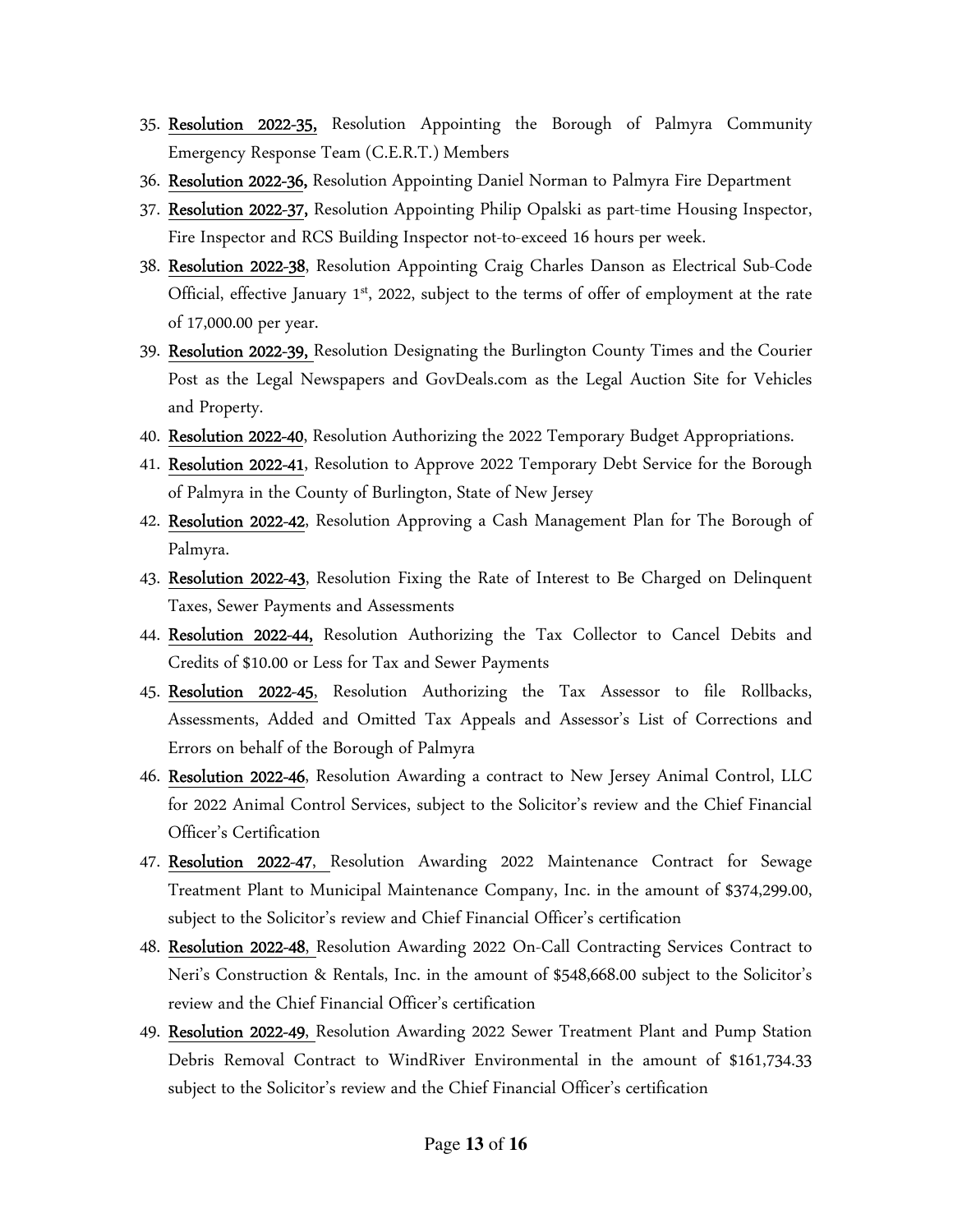35. **Resolution 2022-35,** Resolution Appointing the Borough of Palmyra Community Emergency Response Team (C.E.R.T.) Members
36. **Resolution 2022-36,** Resolution Appointing Daniel Norman to Palmyra Fire Department
37. **Resolution 2022-37,** Resolution Appointing Philip Opalski as part-time Housing Inspector, Fire Inspector and RCS Building Inspector not-to-exceed 16 hours per week.
38. **Resolution 2022-38**, Resolution Appointing Craig Charles Danson as Electrical Sub-Code Official, effective January 1st, 2022, subject to the terms of offer of employment at the rate of 17,000.00 per year.
39. **Resolution 2022-39,** Resolution Designating the Burlington County Times and the Courier Post as the Legal Newspapers and GovDeals.com as the Legal Auction Site for Vehicles and Property.
40. **Resolution 2022-40**, Resolution Authorizing the 2022 Temporary Budget Appropriations.
41. **Resolution 2022-41**, Resolution to Approve 2022 Temporary Debt Service for the Borough of Palmyra in the County of Burlington, State of New Jersey
42. **Resolution 2022-42**, Resolution Approving a Cash Management Plan for The Borough of Palmyra.
43. **Resolution 2022-43**, Resolution Fixing the Rate of Interest to Be Charged on Delinquent Taxes, Sewer Payments and Assessments
44. **Resolution 2022-44,** Resolution Authorizing the Tax Collector to Cancel Debits and Credits of $10.00 or Less for Tax and Sewer Payments
45. **Resolution 2022-45**, Resolution Authorizing the Tax Assessor to file Rollbacks, Assessments, Added and Omitted Tax Appeals and Assessor's List of Corrections and Errors on behalf of the Borough of Palmyra
46. **Resolution 2022-46**, Resolution Awarding a contract to New Jersey Animal Control, LLC for 2022 Animal Control Services, subject to the Solicitor's review and the Chief Financial Officer's Certification
47. **Resolution 2022-47**, Resolution Awarding 2022 Maintenance Contract for Sewage Treatment Plant to Municipal Maintenance Company, Inc. in the amount of $374,299.00, subject to the Solicitor's review and Chief Financial Officer's certification
48. **Resolution 2022-48**, Resolution Awarding 2022 On-Call Contracting Services Contract to Neri's Construction & Rentals, Inc. in the amount of $548,668.00 subject to the Solicitor's review and the Chief Financial Officer's certification
49. **Resolution 2022-49**, Resolution Awarding 2022 Sewer Treatment Plant and Pump Station Debris Removal Contract to WindRiver Environmental in the amount of $161,734.33 subject to the Solicitor's review and the Chief Financial Officer's certification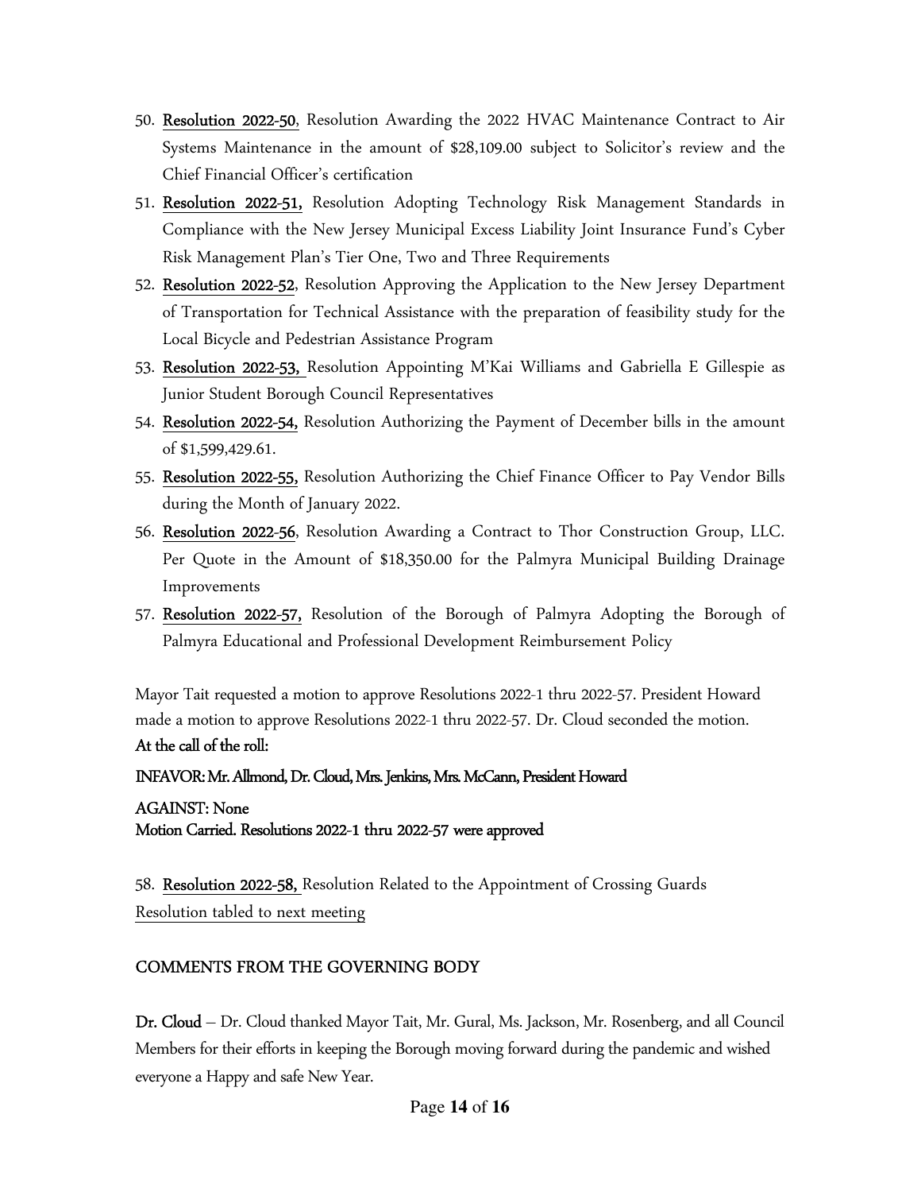50. **Resolution 2022-50**, Resolution Awarding the 2022 HVAC Maintenance Contract to Air Systems Maintenance in the amount of $28,109.00 subject to Solicitor's review and the Chief Financial Officer's certification
51. **Resolution 2022-51,** Resolution Adopting Technology Risk Management Standards in Compliance with the New Jersey Municipal Excess Liability Joint Insurance Fund's Cyber Risk Management Plan's Tier One, Two and Three Requirements
52. **Resolution 2022-52**, Resolution Approving the Application to the New Jersey Department of Transportation for Technical Assistance with the preparation of feasibility study for the Local Bicycle and Pedestrian Assistance Program
53. **Resolution 2022-53,** Resolution Appointing M'Kai Williams and Gabriella E Gillespie as Junior Student Borough Council Representatives
54. **Resolution 2022-54,** Resolution Authorizing the Payment of December bills in the amount of $1,599,429.61.
55. **Resolution 2022-55,** Resolution Authorizing the Chief Finance Officer to Pay Vendor Bills during the Month of January 2022.
56. **Resolution 2022-56**, Resolution Awarding a Contract to Thor Construction Group, LLC. Per Quote in the Amount of $18,350.00 for the Palmyra Municipal Building Drainage Improvements
57. **Resolution 2022-57,** Resolution of the Borough of Palmyra Adopting the Borough of Palmyra Educational and Professional Development Reimbursement Policy

Mayor Tait requested a motion to approve Resolutions 2022-1 thru 2022-57. President Howard made a motion to approve Resolutions 2022-1 thru 2022-57. Dr. Cloud seconded the motion.

**At the call of the roll:**

**INFAVOR: Mr. Allmond, Dr. Cloud, Mrs. Jenkins, Mrs. McCann, President Howard**

**AGAINST: None**

**Motion Carried. Resolutions 2022-1 thru 2022-57 were approved**

58. **Resolution 2022-58,** Resolution Related to the Appointment of Crossing Guards

Resolution tabled to next meeting

## COMMENTS FROM THE GOVERNING BODY

**Dr. Cloud** – Dr. Cloud thanked Mayor Tait, Mr. Gural, Ms. Jackson, Mr. Rosenberg, and all Council Members for their efforts in keeping the Borough moving forward during the pandemic and wished everyone a Happy and safe New Year.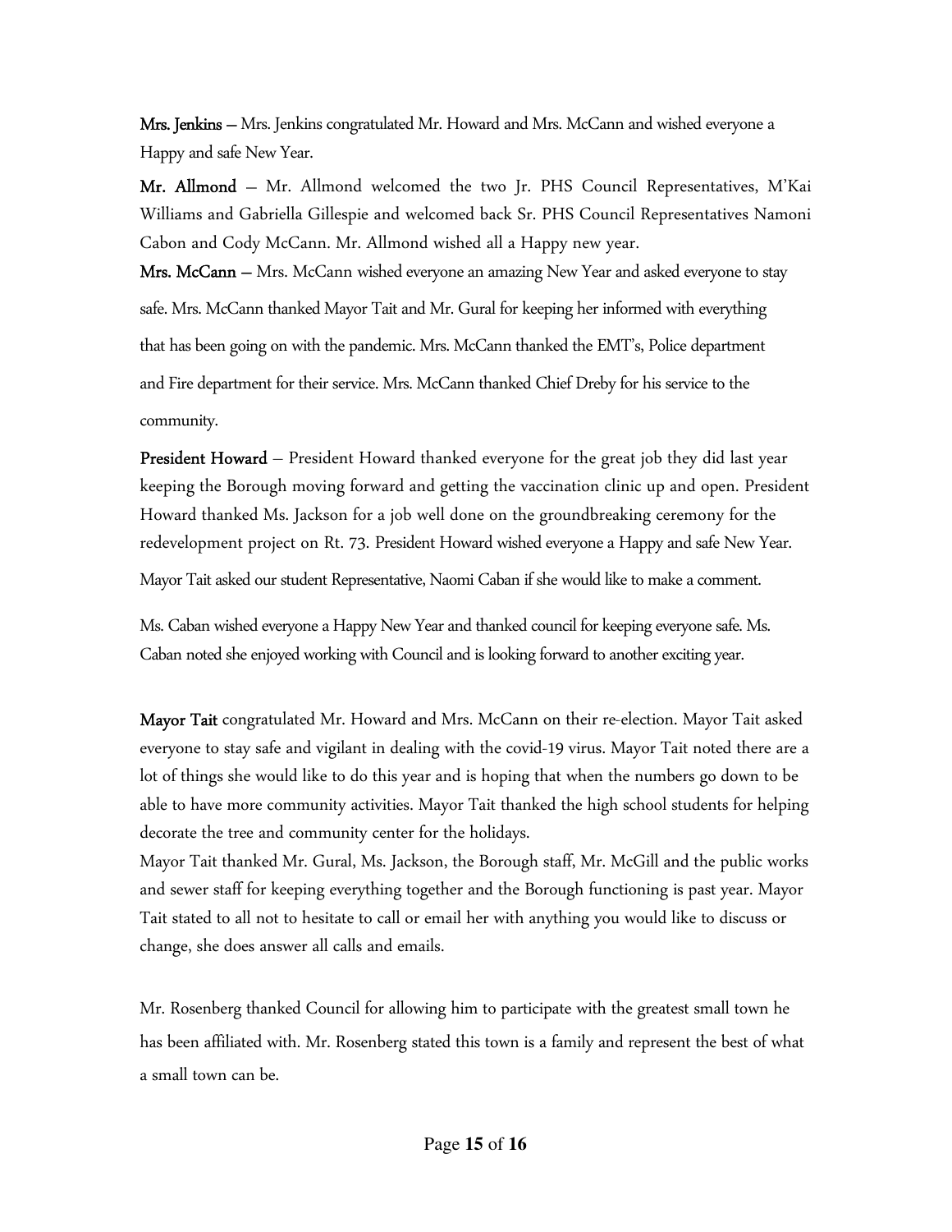**Mrs. Jenkins** – Mrs. Jenkins congratulated Mr. Howard and Mrs. McCann and wished everyone a Happy and safe New Year.

**Mr. Allmond** – Mr. Allmond welcomed the two Jr. PHS Council Representatives, M'Kai Williams and Gabriella Gillespie and welcomed back Sr. PHS Council Representatives Namoni Cabon and Cody McCann. Mr. Allmond wished all a Happy new year.

**Mrs. McCann** – Mrs. McCann wished everyone an amazing New Year and asked everyone to stay safe. Mrs. McCann thanked Mayor Tait and Mr. Gural for keeping her informed with everything that has been going on with the pandemic. Mrs. McCann thanked the EMT's, Police department and Fire department for their service. Mrs. McCann thanked Chief Dreby for his service to the community.

**President Howard** – President Howard thanked everyone for the great job they did last year keeping the Borough moving forward and getting the vaccination clinic up and open. President Howard thanked Ms. Jackson for a job well done on the groundbreaking ceremony for the redevelopment project on Rt. 73. President Howard wished everyone a Happy and safe New Year.

Mayor Tait asked our student Representative, Naomi Caban if she would like to make a comment.

Ms. Caban wished everyone a Happy New Year and thanked council for keeping everyone safe. Ms. Caban noted she enjoyed working with Council and is looking forward to another exciting year.

**Mayor Tait** congratulated Mr. Howard and Mrs. McCann on their re-election. Mayor Tait asked everyone to stay safe and vigilant in dealing with the covid-19 virus. Mayor Tait noted there are a lot of things she would like to do this year and is hoping that when the numbers go down to be able to have more community activities. Mayor Tait thanked the high school students for helping decorate the tree and community center for the holidays.

Mayor Tait thanked Mr. Gural, Ms. Jackson, the Borough staff, Mr. McGill and the public works and sewer staff for keeping everything together and the Borough functioning is past year. Mayor Tait stated to all not to hesitate to call or email her with anything you would like to discuss or change, she does answer all calls and emails.

Mr. Rosenberg thanked Council for allowing him to participate with the greatest small town he has been affiliated with. Mr. Rosenberg stated this town is a family and represent the best of what a small town can be.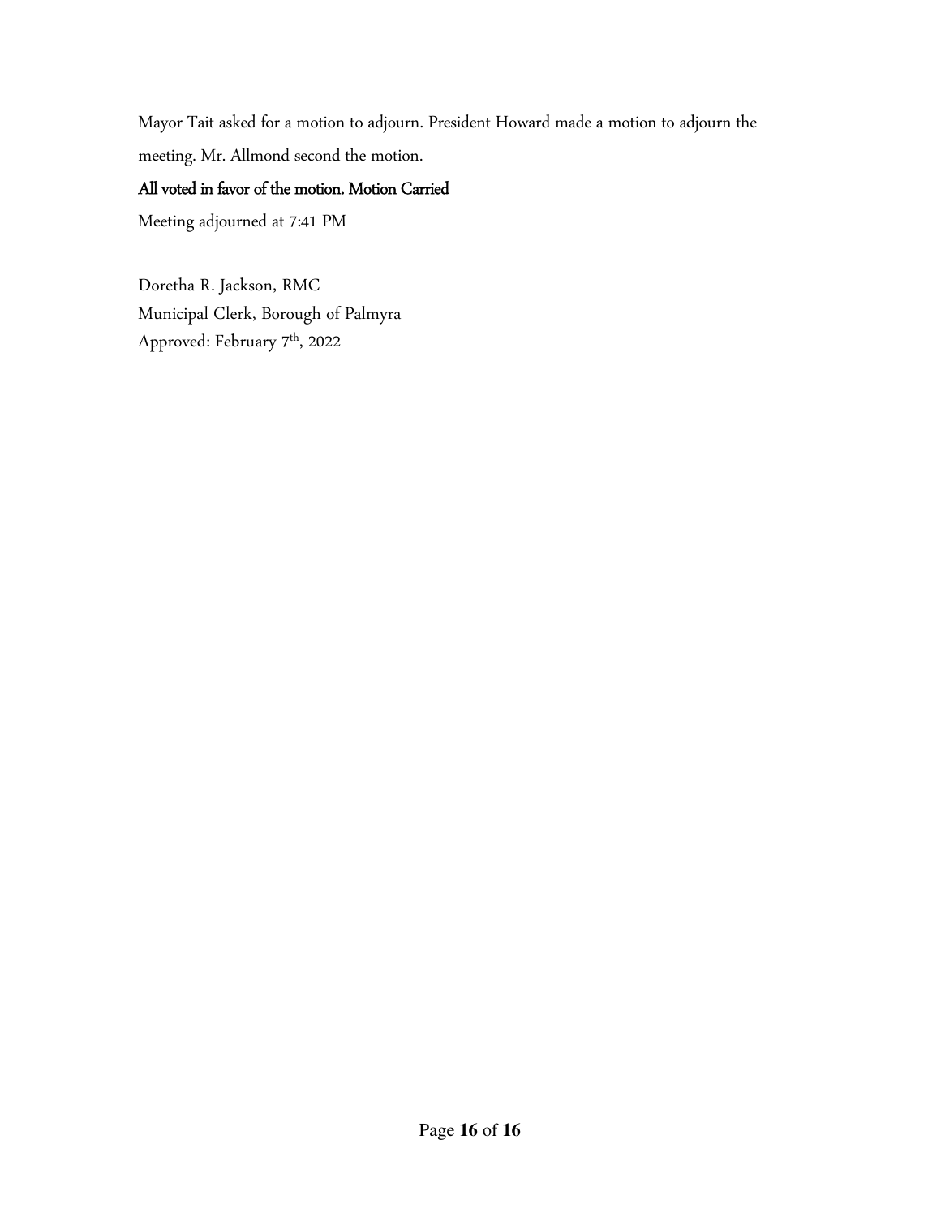Mayor Tait asked for a motion to adjourn. President Howard made a motion to adjourn the meeting. Mr. Allmond second the motion.

**All voted in favor of the motion. Motion Carried**

Meeting adjourned at 7:41 PM

Doretha R. Jackson, RMC
Municipal Clerk, Borough of Palmyra
Approved: February 7th, 2022